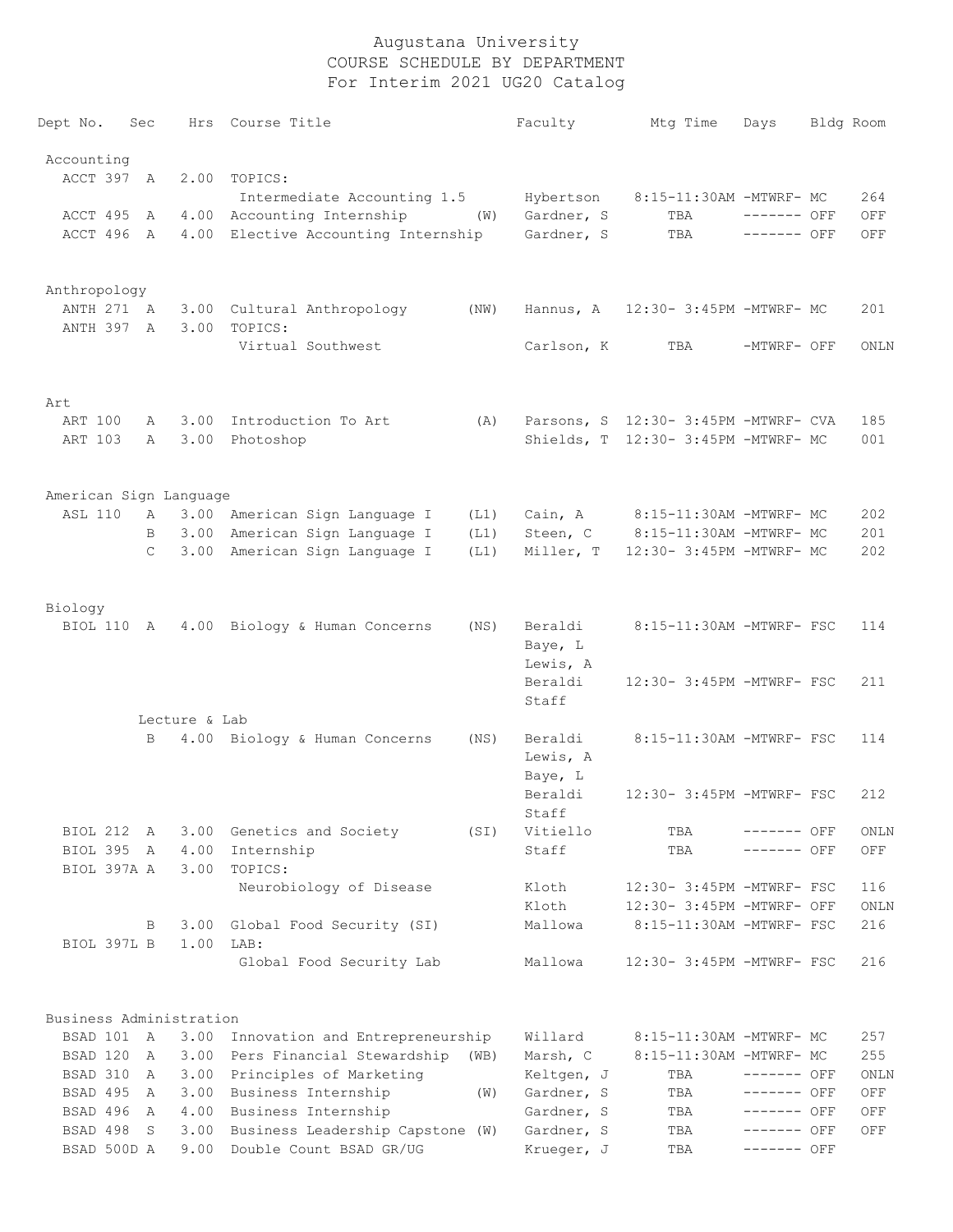# Augustana University
## COURSE SCHEDULE BY DEPARTMENT
### For Interim 2021 UG20 Catalog

| Dept No. | Sec | Hrs | Course Title | | Faculty | Mtg Time | Days | Bldg | Room |
|---|---|---|---|---|---|---|---|---|---|
| **Accounting** | | | | | | | | | |
| ACCT 397 | A | 2.00 | TOPICS: | | | | | | |
| | | | Intermediate Accounting 1.5 | | Hybertson | 8:15-11:30AM | -MTWRF- | MC | 264 |
| ACCT 495 | A | 4.00 | Accounting Internship | (W) | Gardner, S | TBA | ------- | OFF | OFF |
| ACCT 496 | A | 4.00 | Elective Accounting Internship | | Gardner, S | TBA | ------- | OFF | OFF |
| **Anthropology** | | | | | | | | | |
| ANTH 271 | A | 3.00 | Cultural Anthropology | (NW) | Hannus, A | 12:30- 3:45PM | -MTWRF- | MC | 201 |
| ANTH 397 | A | 3.00 | TOPICS: | | | | | | |
| | | | Virtual Southwest | | Carlson, K | TBA | -MTWRF- | OFF | ONLN |
| **Art** | | | | | | | | | |
| ART 100 | A | 3.00 | Introduction To Art | (A) | Parsons, S | 12:30- 3:45PM | -MTWRF- | CVA | 185 |
| ART 103 | A | 3.00 | Photoshop | | Shields, T | 12:30- 3:45PM | -MTWRF- | MC | 001 |
| **American Sign Language** | | | | | | | | | |
| ASL 110 | A | 3.00 | American Sign Language I | (L1) | Cain, A | 8:15-11:30AM | -MTWRF- | MC | 202 |
| | B | 3.00 | American Sign Language I | (L1) | Steen, C | 8:15-11:30AM | -MTWRF- | MC | 201 |
| | C | 3.00 | American Sign Language I | (L1) | Miller, T | 12:30- 3:45PM | -MTWRF- | MC | 202 |
| **Biology** | | | | | | | | | |
| BIOL 110 | A | 4.00 | Biology & Human Concerns | (NS) | Beraldi | 8:15-11:30AM | -MTWRF- | FSC | 114 |
| | | | | | Baye, L | | | | |
| | | | | | Lewis, A | | | | |
| | | | | | Beraldi | 12:30- 3:45PM | -MTWRF- | FSC | 211 |
| | | | | | Staff | | | | |
| | Lecture & Lab | | | | | | | | |
| | B | 4.00 | Biology & Human Concerns | (NS) | Beraldi | 8:15-11:30AM | -MTWRF- | FSC | 114 |
| | | | | | Lewis, A | | | | |
| | | | | | Baye, L | | | | |
| | | | | | Beraldi | 12:30- 3:45PM | -MTWRF- | FSC | 212 |
| | | | | | Staff | | | | |
| BIOL 212 | A | 3.00 | Genetics and Society | (SI) | Vitiello | TBA | ------- | OFF | ONLN |
| BIOL 395 | A | 4.00 | Internship | | Staff | TBA | ------- | OFF | OFF |
| BIOL 397A | A | 3.00 | TOPICS: | | | | | | |
| | | | Neurobiology of Disease | | Kloth | 12:30- 3:45PM | -MTWRF- | FSC | 116 |
| | | | | | Kloth | 12:30- 3:45PM | -MTWRF- | OFF | ONLN |
| | B | 3.00 | Global Food Security (SI) | | Mallowa | 8:15-11:30AM | -MTWRF- | FSC | 216 |
| BIOL 397L | B | 1.00 | LAB: | | | | | | |
| | | | Global Food Security Lab | | Mallowa | 12:30- 3:45PM | -MTWRF- | FSC | 216 |
| **Business Administration** | | | | | | | | | |
| BSAD 101 | A | 3.00 | Innovation and Entrepreneurship | | Willard | 8:15-11:30AM | -MTWRF- | MC | 257 |
| BSAD 120 | A | 3.00 | Pers Financial Stewardship | (WB) | Marsh, C | 8:15-11:30AM | -MTWRF- | MC | 255 |
| BSAD 310 | A | 3.00 | Principles of Marketing | | Keltgen, J | TBA | ------- | OFF | ONLN |
| BSAD 495 | A | 3.00 | Business Internship | (W) | Gardner, S | TBA | ------- | OFF | OFF |
| BSAD 496 | A | 4.00 | Business Internship | | Gardner, S | TBA | ------- | OFF | OFF |
| BSAD 498 | S | 3.00 | Business Leadership Capstone | (W) | Gardner, S | TBA | ------- | OFF | OFF |
| BSAD 500D | A | 9.00 | Double Count BSAD GR/UG | | Krueger, J | TBA | ------- | OFF | |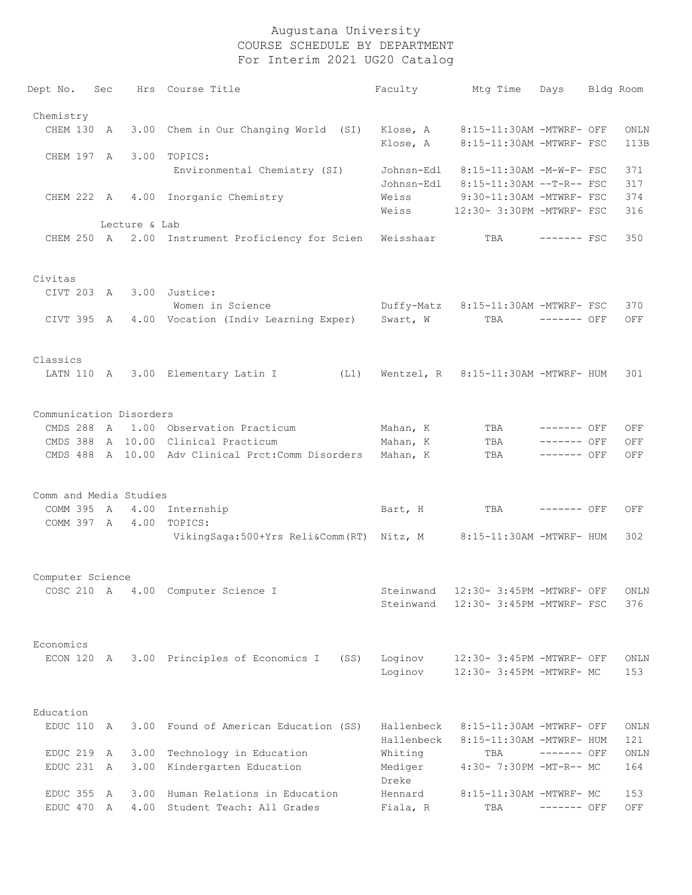# Augustana University
## COURSE SCHEDULE BY DEPARTMENT
### For Interim 2021 UG20 Catalog

| Dept | No. | Sec | Hrs | Course Title | Faculty | Mtg Time | Days | Bldg | Room |
|---|---|---|---|---|---|---|---|---|---|
| **Chemistry** | | | | | | | | | |
| CHEM | 130 | A | 3.00 | Chem in Our Changing World (SI) | Klose, A | 8:15-11:30AM | -MTWRF- | OFF | ONLN |
| | | | | | Klose, A | 8:15-11:30AM | -MTWRF- | FSC | 113B |
| CHEM | 197 | A | 3.00 | TOPICS: | | | | | |
| | | | | Environmental Chemistry (SI) | Johnsn-Edl | 8:15-11:30AM | -M-W-F- | FSC | 371 |
| | | | | | Johnsn-Edl | 8:15-11:30AM | --T-R-- | FSC | 317 |
| CHEM | 222 | A | 4.00 | Inorganic Chemistry | Weiss | 9:30-11:30AM | -MTWRF- | FSC | 374 |
| | | | | | Weiss | 12:30- 3:30PM | -MTWRF- | FSC | 316 |
| | | Lecture & Lab | | | | | | | |
| CHEM | 250 | A | 2.00 | Instrument Proficiency for Scien | Weisshaar | TBA | ------- | FSC | 350 |
| **Civitas** | | | | | | | | | |
| CIVT | 203 | A | 3.00 | Justice: | | | | | |
| | | | | Women in Science | Duffy-Matz | 8:15-11:30AM | -MTWRF- | FSC | 370 |
| CIVT | 395 | A | 4.00 | Vocation (Indiv Learning Exper) | Swart, W | TBA | ------- | OFF | OFF |
| **Classics** | | | | | | | | | |
| LATN | 110 | A | 3.00 | Elementary Latin I (L1) | Wentzel, R | 8:15-11:30AM | -MTWRF- | HUM | 301 |
| **Communication Disorders** | | | | | | | | | |
| CMDS | 288 | A | 1.00 | Observation Practicum | Mahan, K | TBA | ------- | OFF | OFF |
| CMDS | 388 | A | 10.00 | Clinical Practicum | Mahan, K | TBA | ------- | OFF | OFF |
| CMDS | 488 | A | 10.00 | Adv Clinical Prct:Comm Disorders | Mahan, K | TBA | ------- | OFF | OFF |
| **Comm and Media Studies** | | | | | | | | | |
| COMM | 395 | A | 4.00 | Internship | Bart, H | TBA | ------- | OFF | OFF |
| COMM | 397 | A | 4.00 | TOPICS: | | | | | |
| | | | | VikingSaga:500+Yrs Reli&Comm(RT) | Nitz, M | 8:15-11:30AM | -MTWRF- | HUM | 302 |
| **Computer Science** | | | | | | | | | |
| COSC | 210 | A | 4.00 | Computer Science I | Steinwand | 12:30- 3:45PM | -MTWRF- | OFF | ONLN |
| | | | | | Steinwand | 12:30- 3:45PM | -MTWRF- | FSC | 376 |
| **Economics** | | | | | | | | | |
| ECON | 120 | A | 3.00 | Principles of Economics I (SS) | Loginov | 12:30- 3:45PM | -MTWRF- | OFF | ONLN |
| | | | | | Loginov | 12:30- 3:45PM | -MTWRF- | MC | 153 |
| **Education** | | | | | | | | | |
| EDUC | 110 | A | 3.00 | Found of American Education (SS) | Hallenbeck | 8:15-11:30AM | -MTWRF- | OFF | ONLN |
| | | | | | Hallenbeck | 8:15-11:30AM | -MTWRF- | HUM | 121 |
| EDUC | 219 | A | 3.00 | Technology in Education | Whiting | TBA | ------- | OFF | ONLN |
| EDUC | 231 | A | 3.00 | Kindergarten Education | Mediger | 4:30- 7:30PM | -MT-R-- | MC | 164 |
| | | | | | Dreke | | | | |
| EDUC | 355 | A | 3.00 | Human Relations in Education | Hennard | 8:15-11:30AM | -MTWRF- | MC | 153 |
| EDUC | 470 | A | 4.00 | Student Teach: All Grades | Fiala, R | TBA | ------- | OFF | OFF |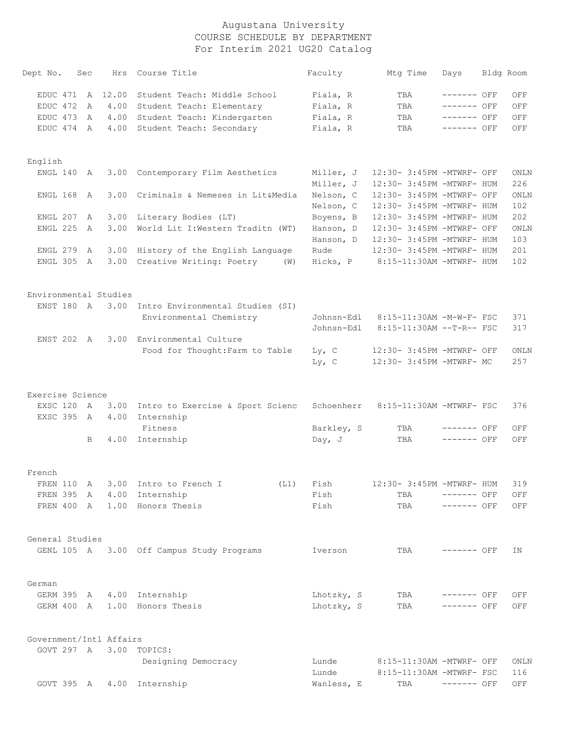# Augustana University
## COURSE SCHEDULE BY DEPARTMENT
### For Interim 2021 UG20 Catalog

| Dept | No. | Sec | Hrs | Course Title | Faculty | Mtg Time | Days | Bldg | Room |
|---|---|---|---|---|---|---|---|---|---|
| EDUC | 471 | A | 12.00 | Student Teach: Middle School | Fiala, R | TBA | ------- | OFF | OFF |
| EDUC | 472 | A | 4.00 | Student Teach: Elementary | Fiala, R | TBA | ------- | OFF | OFF |
| EDUC | 473 | A | 4.00 | Student Teach: Kindergarten | Fiala, R | TBA | ------- | OFF | OFF |
| EDUC | 474 | A | 4.00 | Student Teach: Secondary | Fiala, R | TBA | ------- | OFF | OFF |
| **English** | | | | | | | | | |
| ENGL | 140 | A | 3.00 | Contemporary Film Aesthetics | Miller, J | 12:30- 3:45PM | -MTWRF- | OFF | ONLN |
| | | | | | Miller, J | 12:30- 3:45PM | -MTWRF- | HUM | 226 |
| ENGL | 168 | A | 3.00 | Criminals & Nemeses in Lit&Media | Nelson, C | 12:30- 3:45PM | -MTWRF- | OFF | ONLN |
| | | | | | Nelson, C | 12:30- 3:45PM | -MTWRF- | HUM | 102 |
| ENGL | 207 | A | 3.00 | Literary Bodies (LT) | Boyens, B | 12:30- 3:45PM | -MTWRF- | HUM | 202 |
| ENGL | 225 | A | 3.00 | World Lit I:Western Traditn (WT) | Hanson, D | 12:30- 3:45PM | -MTWRF- | OFF | ONLN |
| | | | | | Hanson, D | 12:30- 3:45PM | -MTWRF- | HUM | 103 |
| ENGL | 279 | A | 3.00 | History of the English Language | Rude | 12:30- 3:45PM | -MTWRF- | HUM | 201 |
| ENGL | 305 | A | 3.00 | Creative Writing: Poetry (W) | Hicks, P | 8:15-11:30AM | -MTWRF- | HUM | 102 |
| **Environmental Studies** | | | | | | | | | |
| ENST | 180 | A | 3.00 | Intro Environmental Studies (SI) | | | | | |
| | | | | Environmental Chemistry | Johnsn-Edl | 8:15-11:30AM | -M-W-F- | FSC | 371 |
| | | | | | Johnsn-Edl | 8:15-11:30AM | --T-R-- | FSC | 317 |
| ENST | 202 | A | 3.00 | Environmental Culture | | | | | |
| | | | | Food for Thought:Farm to Table | Ly, C | 12:30- 3:45PM | -MTWRF- | OFF | ONLN |
| | | | | | Ly, C | 12:30- 3:45PM | -MTWRF- | MC | 257 |
| **Exercise Science** | | | | | | | | | |
| EXSC | 120 | A | 3.00 | Intro to Exercise & Sport Scienc | Schoenherr | 8:15-11:30AM | -MTWRF- | FSC | 376 |
| EXSC | 395 | A | 4.00 | Internship | | | | | |
| | | | | Fitness | Barkley, S | TBA | ------- | OFF | OFF |
| | | B | 4.00 | Internship | Day, J | TBA | ------- | OFF | OFF |
| **French** | | | | | | | | | |
| FREN | 110 | A | 3.00 | Intro to French I (L1) | Fish | 12:30- 3:45PM | -MTWRF- | HUM | 319 |
| FREN | 395 | A | 4.00 | Internship | Fish | TBA | ------- | OFF | OFF |
| FREN | 400 | A | 1.00 | Honors Thesis | Fish | TBA | ------- | OFF | OFF |
| **General Studies** | | | | | | | | | |
| GENL | 105 | A | 3.00 | Off Campus Study Programs | Iverson | TBA | ------- | OFF | IN |
| **German** | | | | | | | | | |
| GERM | 395 | A | 4.00 | Internship | Lhotzky, S | TBA | ------- | OFF | OFF |
| GERM | 400 | A | 1.00 | Honors Thesis | Lhotzky, S | TBA | ------- | OFF | OFF |
| **Government/Intl Affairs** | | | | | | | | | |
| GOVT | 297 | A | 3.00 | TOPICS: | | | | | |
| | | | | Designing Democracy | Lunde | 8:15-11:30AM | -MTWRF- | OFF | ONLN |
| | | | | | Lunde | 8:15-11:30AM | -MTWRF- | FSC | 116 |
| GOVT | 395 | A | 4.00 | Internship | Wanless, E | TBA | ------- | OFF | OFF |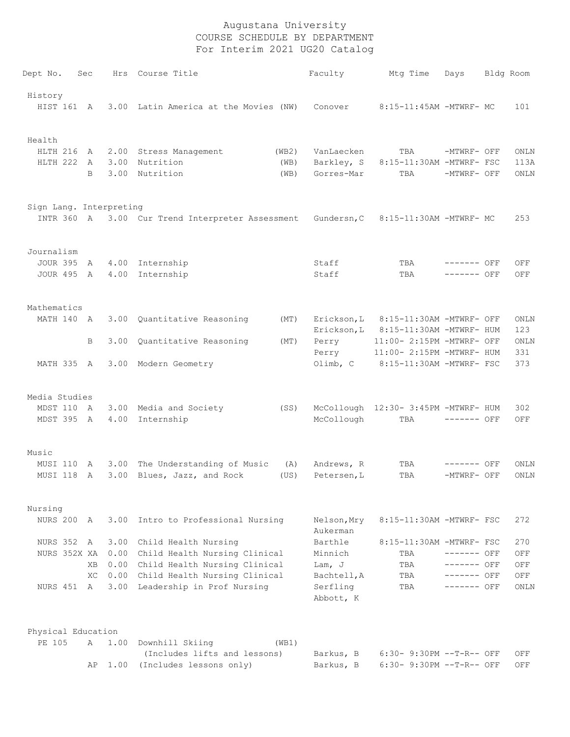# Augustana University
## COURSE SCHEDULE BY DEPARTMENT
### For Interim 2021 UG20 Catalog

| Dept | No. | Sec | Hrs | Course Title | | Faculty | Mtg Time | Days | Bldg | Room |
|---|---|---|---|---|---|---|---|---|---|---|
| **History** | | | | | | | | | | |
| HIST | 161 | A | 3.00 | Latin America at the Movies | (NW) | Conover | 8:15-11:45AM | -MTWRF- | MC | 101 |
| **Health** | | | | | | | | | | |
| HLTH | 216 | A | 2.00 | Stress Management | (WB2) | VanLaecken | TBA | -MTWRF- | OFF | ONLN |
| HLTH | 222 | A | 3.00 | Nutrition | (WB) | Barkley, S | 8:15-11:30AM | -MTWRF- | FSC | 113A |
| | | B | 3.00 | Nutrition | (WB) | Gorres-Mar | TBA | -MTWRF- | OFF | ONLN |
| **Sign Lang. Interpreting** | | | | | | | | | | |
| INTR | 360 | A | 3.00 | Cur Trend Interpreter Assessment | | Gundersn,C | 8:15-11:30AM | -MTWRF- | MC | 253 |
| **Journalism** | | | | | | | | | | |
| JOUR | 395 | A | 4.00 | Internship | | Staff | TBA | ------- | OFF | OFF |
| JOUR | 495 | A | 4.00 | Internship | | Staff | TBA | ------- | OFF | OFF |
| **Mathematics** | | | | | | | | | | |
| MATH | 140 | A | 3.00 | Quantitative Reasoning | (MT) | Erickson,L | 8:15-11:30AM | -MTWRF- | OFF | ONLN |
| | | | | | | Erickson,L | 8:15-11:30AM | -MTWRF- | HUM | 123 |
| | | B | 3.00 | Quantitative Reasoning | (MT) | Perry | 11:00- 2:15PM | -MTWRF- | OFF | ONLN |
| | | | | | | Perry | 11:00- 2:15PM | -MTWRF- | HUM | 331 |
| MATH | 335 | A | 3.00 | Modern Geometry | | Olimb, C | 8:15-11:30AM | -MTWRF- | FSC | 373 |
| **Media Studies** | | | | | | | | | | |
| MDST | 110 | A | 3.00 | Media and Society | (SS) | McCollough | 12:30- 3:45PM | -MTWRF- | HUM | 302 |
| MDST | 395 | A | 4.00 | Internship | | McCollough | TBA | ------- | OFF | OFF |
| **Music** | | | | | | | | | | |
| MUSI | 110 | A | 3.00 | The Understanding of Music | (A) | Andrews, R | TBA | ------- | OFF | ONLN |
| MUSI | 118 | A | 3.00 | Blues, Jazz, and Rock | (US) | Petersen,L | TBA | -MTWRF- | OFF | ONLN |
| **Nursing** | | | | | | | | | | |
| NURS | 200 | A | 3.00 | Intro to Professional Nursing | | Nelson,Mry<br>Aukerman | 8:15-11:30AM | -MTWRF- | FSC | 272 |
| NURS | 352 | A | 3.00 | Child Health Nursing | | Barthle | 8:15-11:30AM | -MTWRF- | FSC | 270 |
| NURS | 352X | XA | 0.00 | Child Health Nursing Clinical | | Minnich | TBA | ------- | OFF | OFF |
| | | XB | 0.00 | Child Health Nursing Clinical | | Lam, J | TBA | ------- | OFF | OFF |
| | | XC | 0.00 | Child Health Nursing Clinical | | Bachtell,A | TBA | ------- | OFF | OFF |
| NURS | 451 | A | 3.00 | Leadership in Prof Nursing | | Serfling<br>Abbott, K | TBA | ------- | OFF | ONLN |
| **Physical Education** | | | | | | | | | | |
| PE | 105 | A | 1.00 | Downhill Skiing | (WB1) | | | | | |
| | | | | (Includes lifts and lessons) | | Barkus, B | 6:30- 9:30PM | --T-R-- | OFF | OFF |
| | | AP | 1.00 | (Includes lessons only) | | Barkus, B | 6:30- 9:30PM | --T-R-- | OFF | OFF |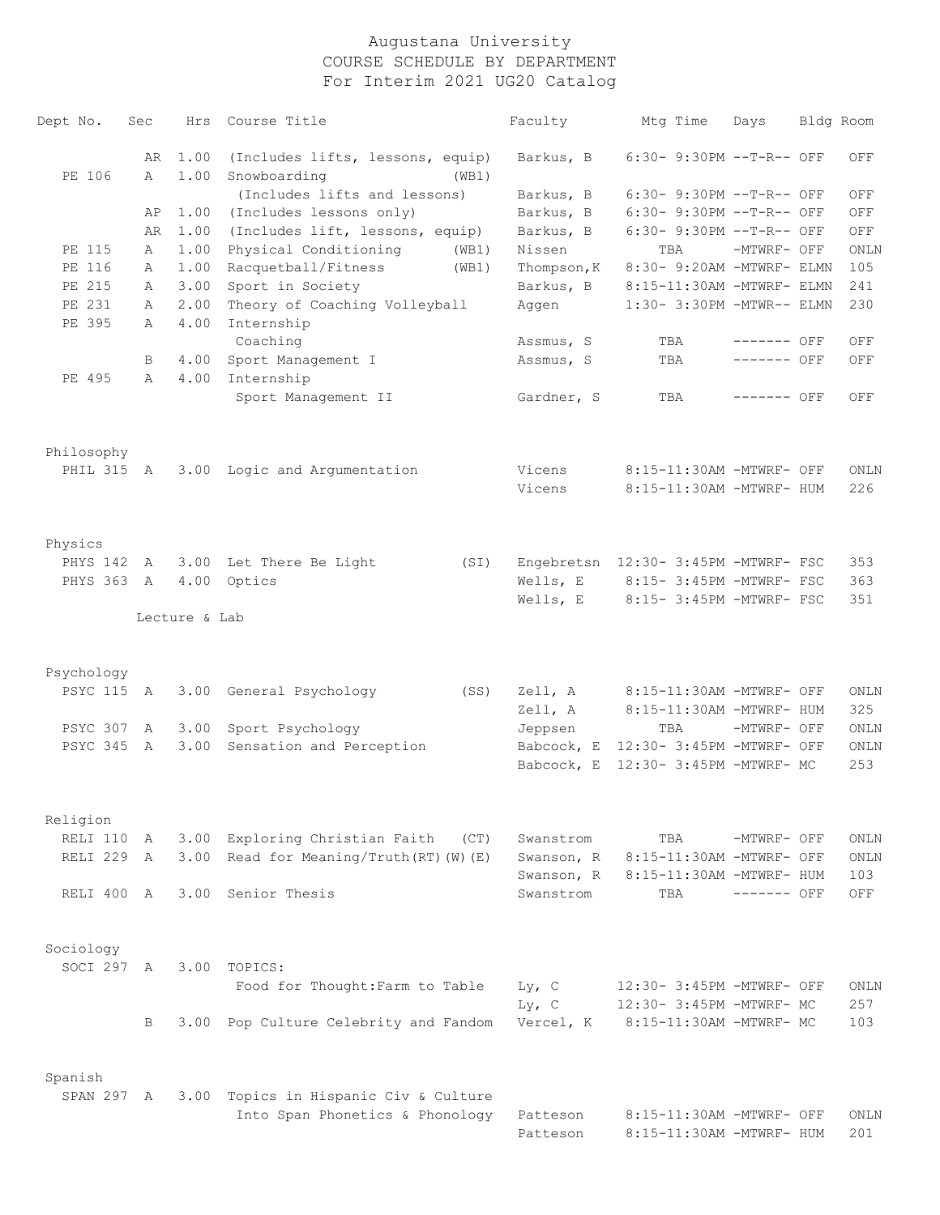# Augustana University
## COURSE SCHEDULE BY DEPARTMENT
### For Interim 2021 UG20 Catalog

| Dept No. | Sec | Hrs | Course Title | Faculty | Mtg Time | Days | Bldg | Room |
|---|---|---|---|---|---|---|---|---|
| | AR | 1.00 | (Includes lifts, lessons, equip) | Barkus, B | 6:30- 9:30PM | --T-R-- | OFF | OFF |
| PE 106 | A | 1.00 | Snowboarding (WB1) | | | | | |
| | | | (Includes lifts and lessons) | Barkus, B | 6:30- 9:30PM | --T-R-- | OFF | OFF |
| | AP | 1.00 | (Includes lessons only) | Barkus, B | 6:30- 9:30PM | --T-R-- | OFF | OFF |
| | AR | 1.00 | (Includes lift, lessons, equip) | Barkus, B | 6:30- 9:30PM | --T-R-- | OFF | OFF |
| PE 115 | A | 1.00 | Physical Conditioning (WB1) | Nissen | TBA | -MTWRF- | OFF | ONLN |
| PE 116 | A | 1.00 | Racquetball/Fitness (WB1) | Thompson,K | 8:30- 9:20AM | -MTWRF- | ELMN | 105 |
| PE 215 | A | 3.00 | Sport in Society | Barkus, B | 8:15-11:30AM | -MTWRF- | ELMN | 241 |
| PE 231 | A | 2.00 | Theory of Coaching Volleyball | Aggen | 1:30- 3:30PM | -MTWR-- | ELMN | 230 |
| PE 395 | A | 4.00 | Internship | | | | | |
| | | | Coaching | Assmus, S | TBA | ------- | OFF | OFF |
| | B | 4.00 | Sport Management I | Assmus, S | TBA | ------- | OFF | OFF |
| PE 495 | A | 4.00 | Internship | | | | | |
| | | | Sport Management II | Gardner, S | TBA | ------- | OFF | OFF |
| **Philosophy** | | | | | | | | |
| PHIL 315 | A | 3.00 | Logic and Argumentation | Vicens | 8:15-11:30AM | -MTWRF- | OFF | ONLN |
| | | | | Vicens | 8:15-11:30AM | -MTWRF- | HUM | 226 |
| **Physics** | | | | | | | | |
| PHYS 142 | A | 3.00 | Let There Be Light (SI) | Engebretsn | 12:30- 3:45PM | -MTWRF- | FSC | 353 |
| PHYS 363 | A | 4.00 | Optics | Wells, E | 8:15- 3:45PM | -MTWRF- | FSC | 363 |
| | | | | Wells, E | 8:15- 3:45PM | -MTWRF- | FSC | 351 |
| | Lecture & Lab | | | | | | | |
| **Psychology** | | | | | | | | |
| PSYC 115 | A | 3.00 | General Psychology (SS) | Zell, A | 8:15-11:30AM | -MTWRF- | OFF | ONLN |
| | | | | Zell, A | 8:15-11:30AM | -MTWRF- | HUM | 325 |
| PSYC 307 | A | 3.00 | Sport Psychology | Jeppsen | TBA | -MTWRF- | OFF | ONLN |
| PSYC 345 | A | 3.00 | Sensation and Perception | Babcock, E | 12:30- 3:45PM | -MTWRF- | OFF | ONLN |
| | | | | Babcock, E | 12:30- 3:45PM | -MTWRF- | MC | 253 |
| **Religion** | | | | | | | | |
| RELI 110 | A | 3.00 | Exploring Christian Faith (CT) | Swanstrom | TBA | -MTWRF- | OFF | ONLN |
| RELI 229 | A | 3.00 | Read for Meaning/Truth(RT)(W)(E) | Swanson, R | 8:15-11:30AM | -MTWRF- | OFF | ONLN |
| | | | | Swanson, R | 8:15-11:30AM | -MTWRF- | HUM | 103 |
| RELI 400 | A | 3.00 | Senior Thesis | Swanstrom | TBA | ------- | OFF | OFF |
| **Sociology** | | | | | | | | |
| SOCI 297 | A | 3.00 | TOPICS: | | | | | |
| | | | Food for Thought:Farm to Table | Ly, C | 12:30- 3:45PM | -MTWRF- | OFF | ONLN |
| | | | | Ly, C | 12:30- 3:45PM | -MTWRF- | MC | 257 |
| | B | 3.00 | Pop Culture Celebrity and Fandom | Vercel, K | 8:15-11:30AM | -MTWRF- | MC | 103 |
| **Spanish** | | | | | | | | |
| SPAN 297 | A | 3.00 | Topics in Hispanic Civ & Culture | | | | | |
| | | | Into Span Phonetics & Phonology | Patteson | 8:15-11:30AM | -MTWRF- | OFF | ONLN |
| | | | | Patteson | 8:15-11:30AM | -MTWRF- | HUM | 201 |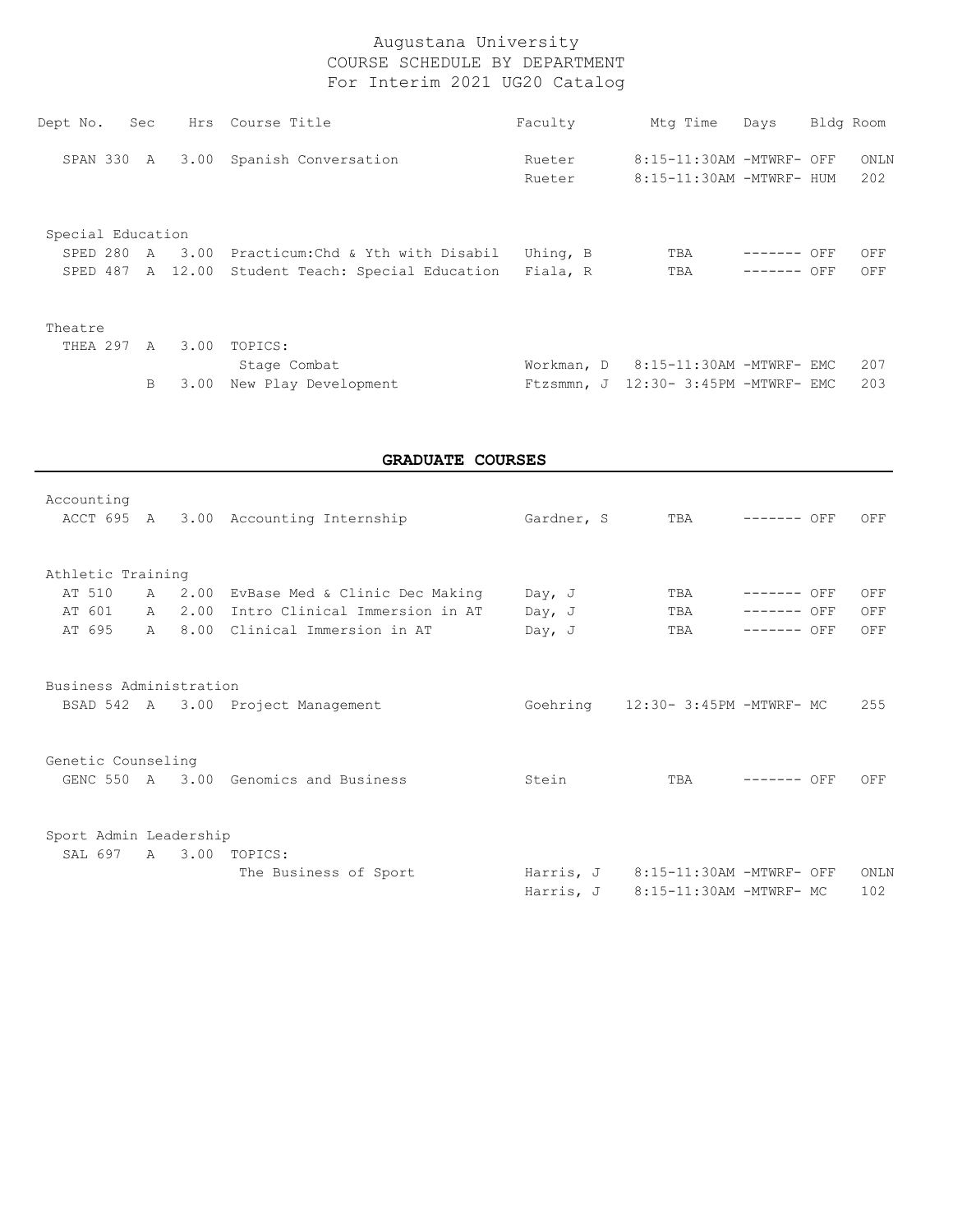Augustana University
COURSE SCHEDULE BY DEPARTMENT
For Interim 2021 UG20 Catalog

| Dept No. | Sec | Hrs | Course Title | Faculty | Mtg Time | Days | Bldg | Room |
|---|---|---|---|---|---|---|---|---|
| SPAN 330 | A | 3.00 | Spanish Conversation | Rueter | 8:15-11:30AM | -MTWRF- | OFF | ONLN |
| | | | | Rueter | 8:15-11:30AM | -MTWRF- | HUM | 202 |
| **Special Education** | | | | | | | | |
| SPED 280 | A | 3.00 | Practicum:Chd & Yth with Disabil | Uhing, B | TBA | ------- | OFF | OFF |
| SPED 487 | A | 12.00 | Student Teach: Special Education | Fiala, R | TBA | ------- | OFF | OFF |
| **Theatre** | | | | | | | | |
| THEA 297 | A | 3.00 | TOPICS: | | | | | |
| | | | Stage Combat | Workman, D | 8:15-11:30AM | -MTWRF- | EMC | 207 |
| | B | 3.00 | New Play Development | Ftzsmmn, J | 12:30- 3:45PM | -MTWRF- | EMC | 203 |

## GRADUATE COURSES

| Dept No. | Sec | Hrs | Course Title | Faculty | Mtg Time | Days | Bldg | Room |
|---|---|---|---|---|---|---|---|---|
| **Accounting** | | | | | | | | |
| ACCT 695 | A | 3.00 | Accounting Internship | Gardner, S | TBA | ------- | OFF | OFF |
| **Athletic Training** | | | | | | | | |
| AT 510 | A | 2.00 | EvBase Med & Clinic Dec Making | Day, J | TBA | ------- | OFF | OFF |
| AT 601 | A | 2.00 | Intro Clinical Immersion in AT | Day, J | TBA | ------- | OFF | OFF |
| AT 695 | A | 8.00 | Clinical Immersion in AT | Day, J | TBA | ------- | OFF | OFF |
| **Business Administration** | | | | | | | | |
| BSAD 542 | A | 3.00 | Project Management | Goehring | 12:30- 3:45PM | -MTWRF- | MC | 255 |
| **Genetic Counseling** | | | | | | | | |
| GENC 550 | A | 3.00 | Genomics and Business | Stein | TBA | ------- | OFF | OFF |
| **Sport Admin Leadership** | | | | | | | | |
| SAL 697 | A | 3.00 | TOPICS: | | | | | |
| | | | The Business of Sport | Harris, J | 8:15-11:30AM | -MTWRF- | OFF | ONLN |
| | | | | Harris, J | 8:15-11:30AM | -MTWRF- | MC | 102 |